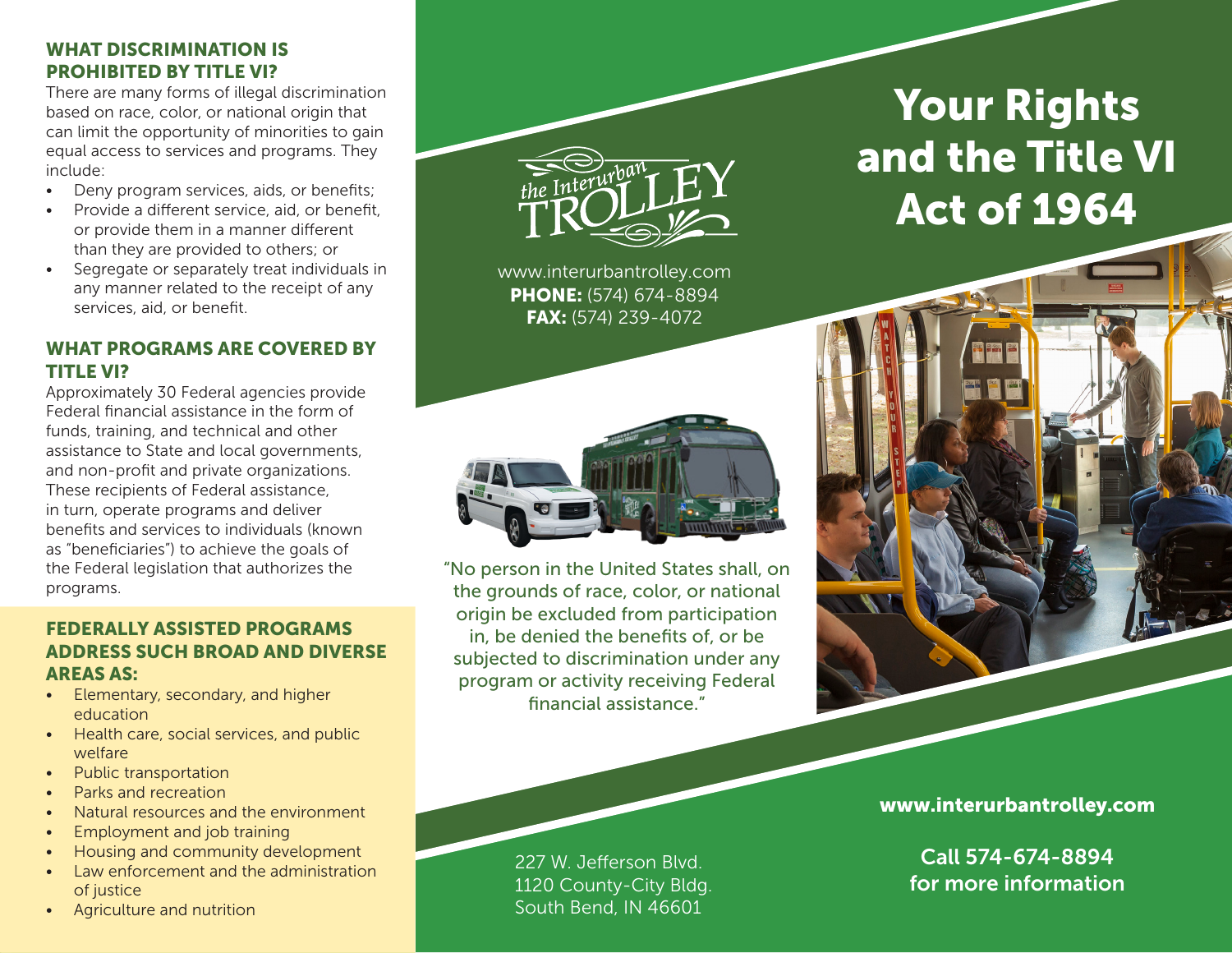## WHAT DISCRIMINATION IS PROHIBITED BY TITLE VI?

There are many forms of illegal discrimination based on race, color, or national origin that can limit the opportunity of minorities to gain equal access to services and programs. They include:

- Deny program services, aids, or benefits;
- Provide a different service, aid, or benefit, or provide them in a manner different than they are provided to others; or
- Segregate or separately treat individuals in any manner related to the receipt of any services, aid, or benefit.

## WHAT PROGRAMS ARE COVERED BY TITLE VI?

Approximately 30 Federal agencies provide Federal financial assistance in the form of funds, training, and technical and other assistance to State and local governments, and non-profit and private organizations. These recipients of Federal assistance, in turn, operate programs and deliver benefits and services to individuals (known as "beneficiaries") to achieve the goals of the Federal legislation that authorizes the programs.

## FEDERALLY ASSISTED PROGRAMS ADDRESS SUCH BROAD AND DIVERSE AREAS AS:

- Elementary, secondary, and higher education
- Health care, social services, and public welfare
- Public transportation
- Parks and recreation
- Natural resources and the environment
- Employment and job training
- Housing and community development
- Law enforcement and the administration of justice
- Agriculture and nutrition

the Interurban TROLLEY

www.interurbantrolley.com
**PHONE:** (574) 674-8894
**FAX:** (574) 239-4072

"No person in the United States shall, on the grounds of race, color, or national origin be excluded from participation in, be denied the benefits of, or be subjected to discrimination under any program or activity receiving Federal financial assistance."

227 W. Jefferson Blvd.
1120 County-City Bldg.
South Bend, IN 46601

# Your Rights and the Title VI Act of 1964

**www.interurbantrolley.com**

**Call 574-674-8894 for more information**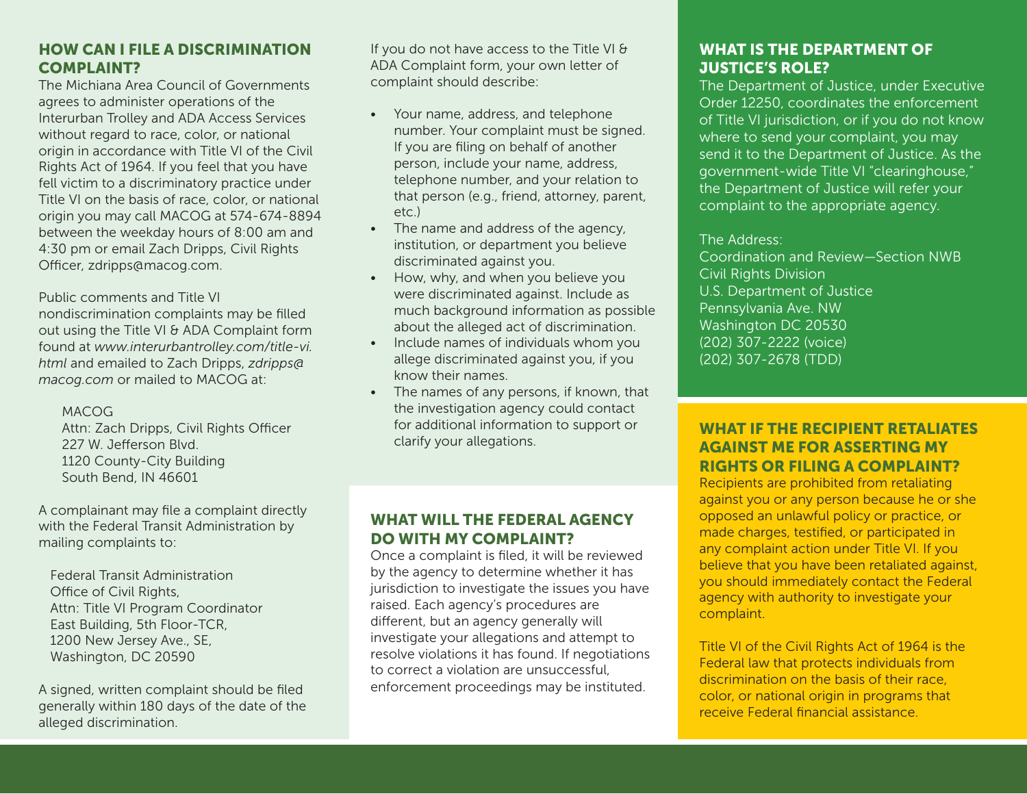## HOW CAN I FILE A DISCRIMINATION COMPLAINT?

The Michiana Area Council of Governments agrees to administer operations of the Interurban Trolley and ADA Access Services without regard to race, color, or national origin in accordance with Title VI of the Civil Rights Act of 1964. If you feel that you have fell victim to a discriminatory practice under Title VI on the basis of race, color, or national origin you may call MACOG at 574-674-8894 between the weekday hours of 8:00 am and 4:30 pm or email Zach Dripps, Civil Rights Officer, zdripps@macog.com.

Public comments and Title VI nondiscrimination complaints may be filled out using the Title VI & ADA Complaint form found at *www.interurbantrolley.com/title-vi.html* and emailed to Zach Dripps, *zdripps@macog.com* or mailed to MACOG at:

MACOG
Attn: Zach Dripps, Civil Rights Officer
227 W. Jefferson Blvd.
1120 County-City Building
South Bend, IN 46601

A complainant may file a complaint directly with the Federal Transit Administration by mailing complaints to:

Federal Transit Administration
Office of Civil Rights,
Attn: Title VI Program Coordinator
East Building, 5th Floor-TCR,
1200 New Jersey Ave., SE,
Washington, DC 20590

A signed, written complaint should be filed generally within 180 days of the date of the alleged discrimination.

If you do not have access to the Title VI & ADA Complaint form, your own letter of complaint should describe:

- Your name, address, and telephone number. Your complaint must be signed. If you are filing on behalf of another person, include your name, address, telephone number, and your relation to that person (e.g., friend, attorney, parent, etc.)
- The name and address of the agency, institution, or department you believe discriminated against you.
- How, why, and when you believe you were discriminated against. Include as much background information as possible about the alleged act of discrimination.
- Include names of individuals whom you allege discriminated against you, if you know their names.
- The names of any persons, if known, that the investigation agency could contact for additional information to support or clarify your allegations.

## WHAT WILL THE FEDERAL AGENCY DO WITH MY COMPLAINT?

Once a complaint is filed, it will be reviewed by the agency to determine whether it has jurisdiction to investigate the issues you have raised. Each agency's procedures are different, but an agency generally will investigate your allegations and attempt to resolve violations it has found. If negotiations to correct a violation are unsuccessful, enforcement proceedings may be instituted.

## WHAT IS THE DEPARTMENT OF JUSTICE'S ROLE?

The Department of Justice, under Executive Order 12250, coordinates the enforcement of Title VI jurisdiction, or if you do not know where to send your complaint, you may send it to the Department of Justice. As the government-wide Title VI "clearinghouse," the Department of Justice will refer your complaint to the appropriate agency.

The Address:
Coordination and Review—Section NWB
Civil Rights Division
U.S. Department of Justice
Pennsylvania Ave. NW
Washington DC 20530
(202) 307-2222 (voice)
(202) 307-2678 (TDD)

## WHAT IF THE RECIPIENT RETALIATES AGAINST ME FOR ASSERTING MY RIGHTS OR FILING A COMPLAINT?

Recipients are prohibited from retaliating against you or any person because he or she opposed an unlawful policy or practice, or made charges, testified, or participated in any complaint action under Title VI. If you believe that you have been retaliated against, you should immediately contact the Federal agency with authority to investigate your complaint.

Title VI of the Civil Rights Act of 1964 is the Federal law that protects individuals from discrimination on the basis of their race, color, or national origin in programs that receive Federal financial assistance.